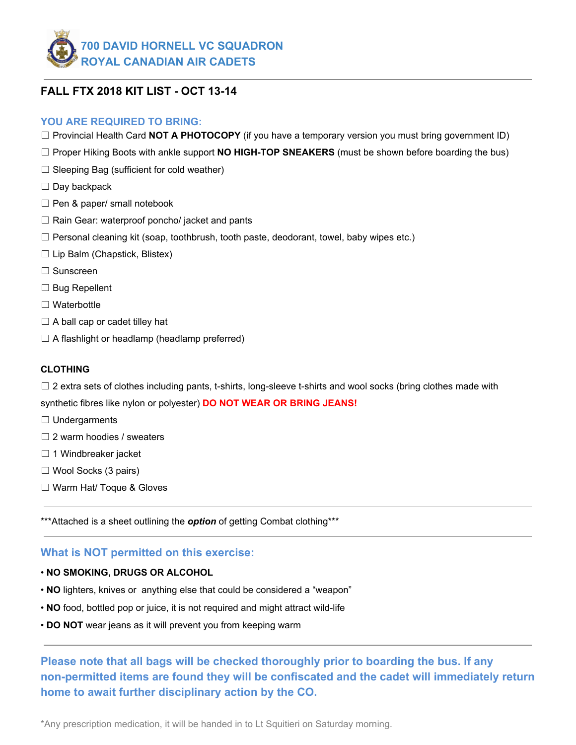# 700 DAVID HORNELL VC SQUADRON
# ROYAL CANADIAN AIR CADETS

---

## FALL FTX 2018 KIT LIST - OCT 13-14

### YOU ARE REQUIRED TO BRING:

☐ Provincial Health Card **NOT A PHOTOCOPY** (if you have a temporary version you must bring government ID)

☐ Proper Hiking Boots with ankle support **NO HIGH-TOP SNEAKERS** (must be shown before boarding the bus)

☐ Sleeping Bag (sufficient for cold weather)

☐ Day backpack

☐ Pen & paper/ small notebook

☐ Rain Gear: waterproof poncho/ jacket and pants

☐ Personal cleaning kit (soap, toothbrush, tooth paste, deodorant, towel, baby wipes etc.)

☐ Lip Balm (Chapstick, Blistex)

☐ Sunscreen

☐ Bug Repellent

☐ Waterbottle

☐ A ball cap or cadet tilley hat

☐ A flashlight or headlamp (headlamp preferred)

### CLOTHING

☐ 2 extra sets of clothes including pants, t-shirts, long-sleeve t-shirts and wool socks (bring clothes made with synthetic fibres like nylon or polyester) **DO NOT WEAR OR BRING JEANS!**

☐ Undergarments

☐ 2 warm hoodies / sweaters

☐ 1 Windbreaker jacket

☐ Wool Socks (3 pairs)

☐ Warm Hat/ Toque & Gloves

---

***Attached is a sheet outlining the ***option*** of getting Combat clothing***

---

### What is NOT permitted on this exercise:

- **NO SMOKING, DRUGS OR ALCOHOL**
- **NO** lighters, knives or anything else that could be considered a "weapon"
- **NO** food, bottled pop or juice, it is not required and might attract wild-life
- **DO NOT** wear jeans as it will prevent you from keeping warm

---

**Please note that all bags will be checked thoroughly prior to boarding the bus. If any non-permitted items are found they will be confiscated and the cadet will immediately return home to await further disciplinary action by the CO.**

*Any prescription medication, it will be handed in to Lt Squitieri on Saturday morning.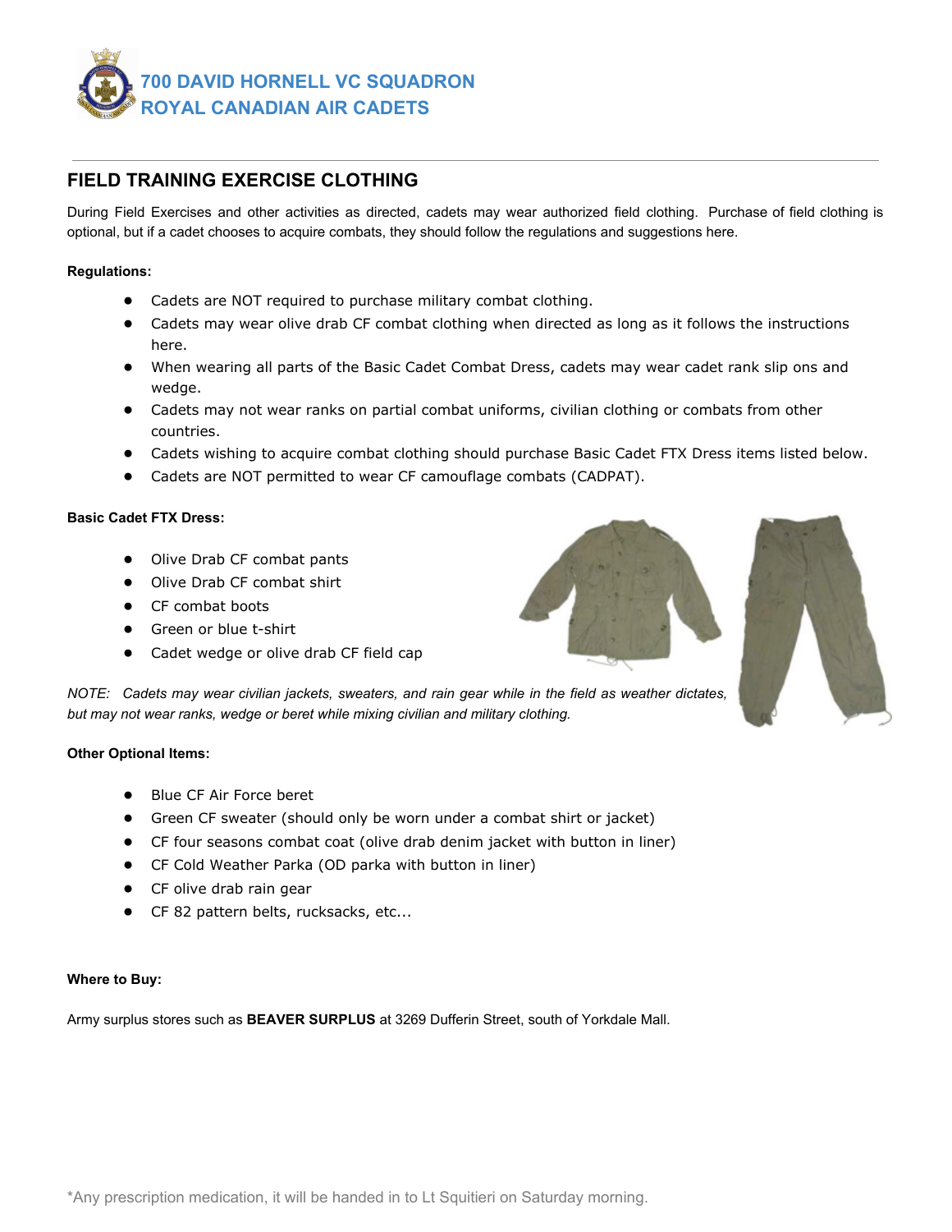**700 DAVID HORNELL VC SQUADRON**
**ROYAL CANADIAN AIR CADETS**

## FIELD TRAINING EXERCISE CLOTHING

During Field Exercises and other activities as directed, cadets may wear authorized field clothing. Purchase of field clothing is optional, but if a cadet chooses to acquire combats, they should follow the regulations and suggestions here.

**Regulations:**

- Cadets are NOT required to purchase military combat clothing.
- Cadets may wear olive drab CF combat clothing when directed as long as it follows the instructions here.
- When wearing all parts of the Basic Cadet Combat Dress, cadets may wear cadet rank slip ons and wedge.
- Cadets may not wear ranks on partial combat uniforms, civilian clothing or combats from other countries.
- Cadets wishing to acquire combat clothing should purchase Basic Cadet FTX Dress items listed below.
- Cadets are NOT permitted to wear CF camouflage combats (CADPAT).

**Basic Cadet FTX Dress:**

- Olive Drab CF combat pants
- Olive Drab CF combat shirt
- CF combat boots
- Green or blue t-shirt
- Cadet wedge or olive drab CF field cap

*NOTE: Cadets may wear civilian jackets, sweaters, and rain gear while in the field as weather dictates, but may not wear ranks, wedge or beret while mixing civilian and military clothing.*

**Other Optional Items:**

- Blue CF Air Force beret
- Green CF sweater (should only be worn under a combat shirt or jacket)
- CF four seasons combat coat (olive drab denim jacket with button in liner)
- CF Cold Weather Parka (OD parka with button in liner)
- CF olive drab rain gear
- CF 82 pattern belts, rucksacks, etc...

**Where to Buy:**

Army surplus stores such as **BEAVER SURPLUS** at 3269 Dufferin Street, south of Yorkdale Mall.

*Any prescription medication, it will be handed in to Lt Squitieri on Saturday morning.